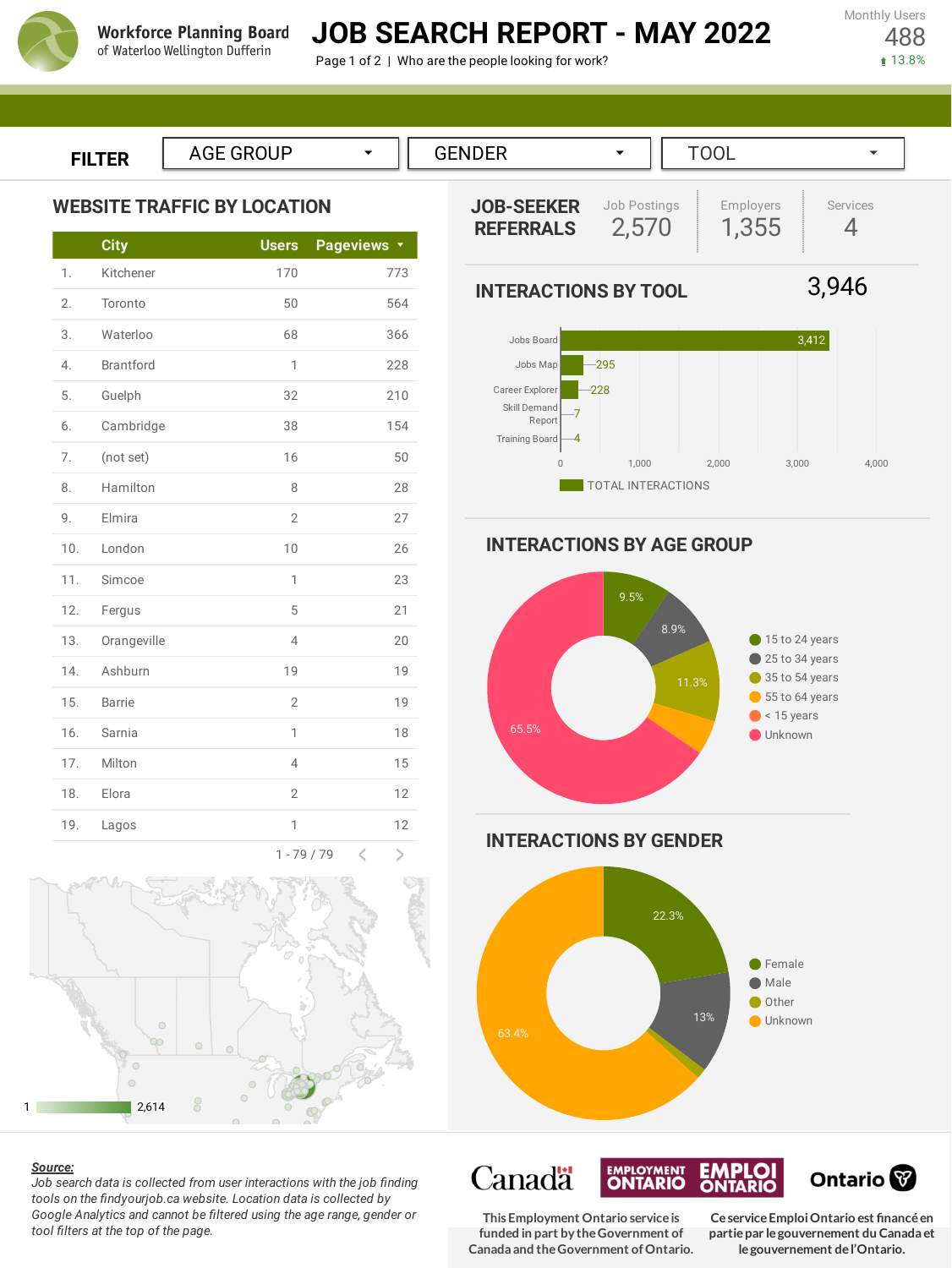Workforce Planning Board of Waterloo Wellington Dufferin

# JOB SEARCH REPORT - MAY 2022

Page 1 of 2 | Who are the people looking for work?

Monthly Users 488 ↑ 13.8%

FILTER: AGE GROUP | GENDER | TOOL

## WEBSITE TRAFFIC BY LOCATION

| | City | Users | Pageviews |
|---|---|---|---|
| 1. | Kitchener | 170 | 773 |
| 2. | Toronto | 50 | 564 |
| 3. | Waterloo | 68 | 366 |
| 4. | Brantford | 1 | 228 |
| 5. | Guelph | 32 | 210 |
| 6. | Cambridge | 38 | 154 |
| 7. | (not set) | 16 | 50 |
| 8. | Hamilton | 8 | 28 |
| 9. | Elmira | 2 | 27 |
| 10. | London | 10 | 26 |
| 11. | Simcoe | 1 | 23 |
| 12. | Fergus | 5 | 21 |
| 13. | Orangeville | 4 | 20 |
| 14. | Ashburn | 19 | 19 |
| 15. | Barrie | 2 | 19 |
| 16. | Sarnia | 1 | 18 |
| 17. | Milton | 4 | 15 |
| 18. | Elora | 2 | 12 |
| 19. | Lagos | 1 | 12 |

1 - 79 / 79

Map scale: 1 – 2,614

## JOB-SEEKER REFERRALS

| Job Postings | Employers | Services |
|---|---|---|
| 2,570 | 1,355 | 4 |

## INTERACTIONS BY TOOL

3,946

| Tool | Total Interactions |
|---|---|
| Jobs Board | 3,412 |
| Jobs Map | 295 |
| Career Explorer | 228 |
| Skill Demand Report | 7 |
| Training Board | 4 |

## INTERACTIONS BY AGE GROUP

| Age Group | Share |
|---|---|
| 15 to 24 years | 9.5% |
| 25 to 34 years | 8.9% |
| 35 to 54 years | 11.3% |
| 55 to 64 years | |
| < 15 years | |
| Unknown | 65.5% |

## INTERACTIONS BY GENDER

| Gender | Share |
|---|---|
| Female | 22.3% |
| Male | 13% |
| Other | |
| Unknown | 63.4% |

***Source:***
*Job search data is collected from user interactions with the job finding tools on the findyourjob.ca website. Location data is collected by Google Analytics and cannot be filtered using the age range, gender or tool filters at the top of the page.*

Canada | Employment Ontario / Emploi Ontario | Ontario

This Employment Ontario service is funded in part by the Government of Canada and the Government of Ontario.

Ce service Emploi Ontario est financé en partie par le gouvernement du Canada et le gouvernement de l'Ontario.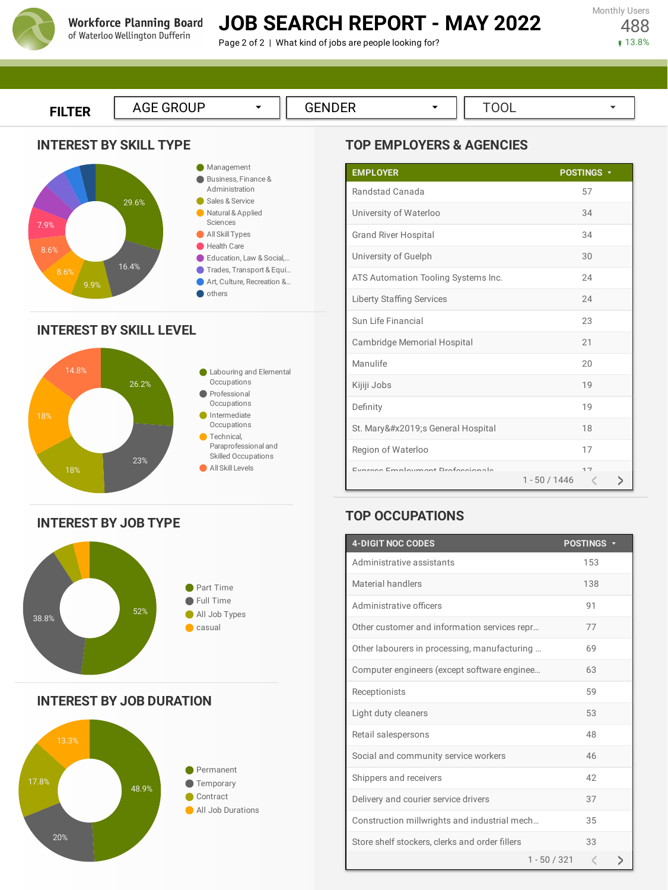Workforce Planning Board
of Waterloo Wellington Dufferin

# JOB SEARCH REPORT - MAY 2022

Page 2 of 2 | What kind of jobs are people looking for?

Monthly Users
488
13.8%

FILTER: AGE GROUP | GENDER | TOOL

## INTEREST BY SKILL TYPE

29.6%
16.4%
9.9%
8.6%
8.6%
7.9%

- Management
- Business, Finance & Administration
- Sales & Service
- Natural & Applied Sciences
- All Skill Types
- Health Care
- Education, Law & Social,...
- Trades, Transport & Equi...
- Art, Culture, Recreation &...
- others

## INTEREST BY SKILL LEVEL

26.2%
23%
18%
18%
14.8%

- Labouring and Elemental Occupations
- Professional Occupations
- Intermediate Occupations
- Technical, Paraprofessional and Skilled Occupations
- All Skill Levels

## INTEREST BY JOB TYPE

52%
38.8%

- Part Time
- Full Time
- All Job Types
- casual

## INTEREST BY JOB DURATION

48.9%
20%
17.8%
13.3%

- Permanent
- Temporary
- Contract
- All Job Durations

## TOP EMPLOYERS & AGENCIES

| EMPLOYER | POSTINGS |
|---|---|
| Randstad Canada | 57 |
| University of Waterloo | 34 |
| Grand River Hospital | 34 |
| University of Guelph | 30 |
| ATS Automation Tooling Systems Inc. | 24 |
| Liberty Staffing Services | 24 |
| Sun Life Financial | 23 |
| Cambridge Memorial Hospital | 21 |
| Manulife | 20 |
| Kijiji Jobs | 19 |
| Definity | 19 |
| St. Mary&#x2019;s General Hospital | 18 |
| Region of Waterloo | 17 |
| Express Employment Professionals | 17 |

1 - 50 / 1446

## TOP OCCUPATIONS

| 4-DIGIT NOC CODES | POSTINGS |
|---|---|
| Administrative assistants | 153 |
| Material handlers | 138 |
| Administrative officers | 91 |
| Other customer and information services repr... | 77 |
| Other labourers in processing, manufacturing ... | 69 |
| Computer engineers (except software enginee... | 63 |
| Receptionists | 59 |
| Light duty cleaners | 53 |
| Retail salespersons | 48 |
| Social and community service workers | 46 |
| Shippers and receivers | 42 |
| Delivery and courier service drivers | 37 |
| Construction millwrights and industrial mech... | 35 |
| Store shelf stockers, clerks and order fillers | 33 |

1 - 50 / 321